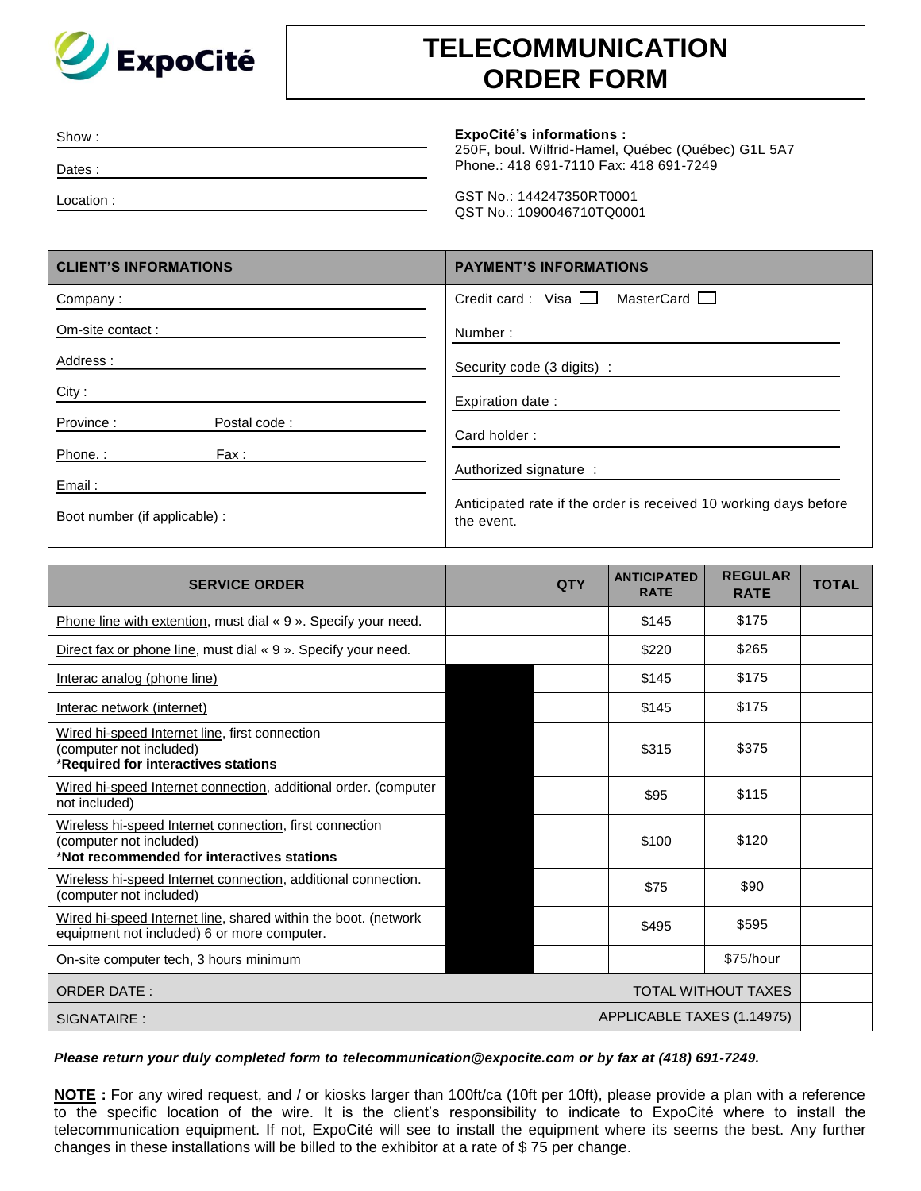ExpoCité

# TELECOMMUNICATION ORDER FORM

Show :

Dates :

Location :

**ExpoCité's informations :**
250F, boul. Wilfrid-Hamel, Québec (Québec) G1L 5A7
Phone.: 418 691-7110 Fax: 418 691-7249

GST No.: 144247350RT0001
QST No.: 1090046710TQ0001

| CLIENT'S INFORMATIONS | PAYMENT'S INFORMATIONS |
|---|---|
| Company : | Credit card : Visa ☐ MasterCard ☐ |
| Om-site contact : | Number : |
| Address : | Security code (3 digits) : |
| City : | Expiration date : |
| Province : Postal code : | Card holder : |
| Phone. : Fax : | Authorized signature : |
| Email : | |
| Boot number (if applicable) : | Anticipated rate if the order is received 10 working days before the event. |

| SERVICE ORDER | | QTY | ANTICIPATED RATE | REGULAR RATE | TOTAL |
|---|---|---|---|---|---|
| Phone line with extention, must dial « 9 ». Specify your need. | | | $145 | $175 | |
| Direct fax or phone line, must dial « 9 ». Specify your need. | | | $220 | $265 | |
| Interac analog (phone line) | | | $145 | $175 | |
| Interac network (internet) | | | $145 | $175 | |
| Wired hi-speed Internet line, first connection (computer not included) *Required for interactives stations | | | $315 | $375 | |
| Wired hi-speed Internet connection, additional order. (computer not included) | | | $95 | $115 | |
| Wireless hi-speed Internet connection, first connection (computer not included) *Not recommended for interactives stations | | | $100 | $120 | |
| Wireless hi-speed Internet connection, additional connection. (computer not included) | | | $75 | $90 | |
| Wired hi-speed Internet line, shared within the boot. (network equipment not included) 6 or more computer. | | | $495 | $595 | |
| On-site computer tech, 3 hours minimum | | | | $75/hour | |
| ORDER DATE : | | TOTAL WITHOUT TAXES | | | |
| SIGNATAIRE : | | APPLICABLE TAXES (1.14975) | | | |

***Please return your duly completed form to telecommunication@expocite.com or by fax at (418) 691-7249.***

**NOTE :** For any wired request, and / or kiosks larger than 100ft/ca (10ft per 10ft), please provide a plan with a reference to the specific location of the wire. It is the client's responsibility to indicate to ExpoCité where to install the telecommunication equipment. If not, ExpoCité will see to install the equipment where its seems the best. Any further changes in these installations will be billed to the exhibitor at a rate of $ 75 per change.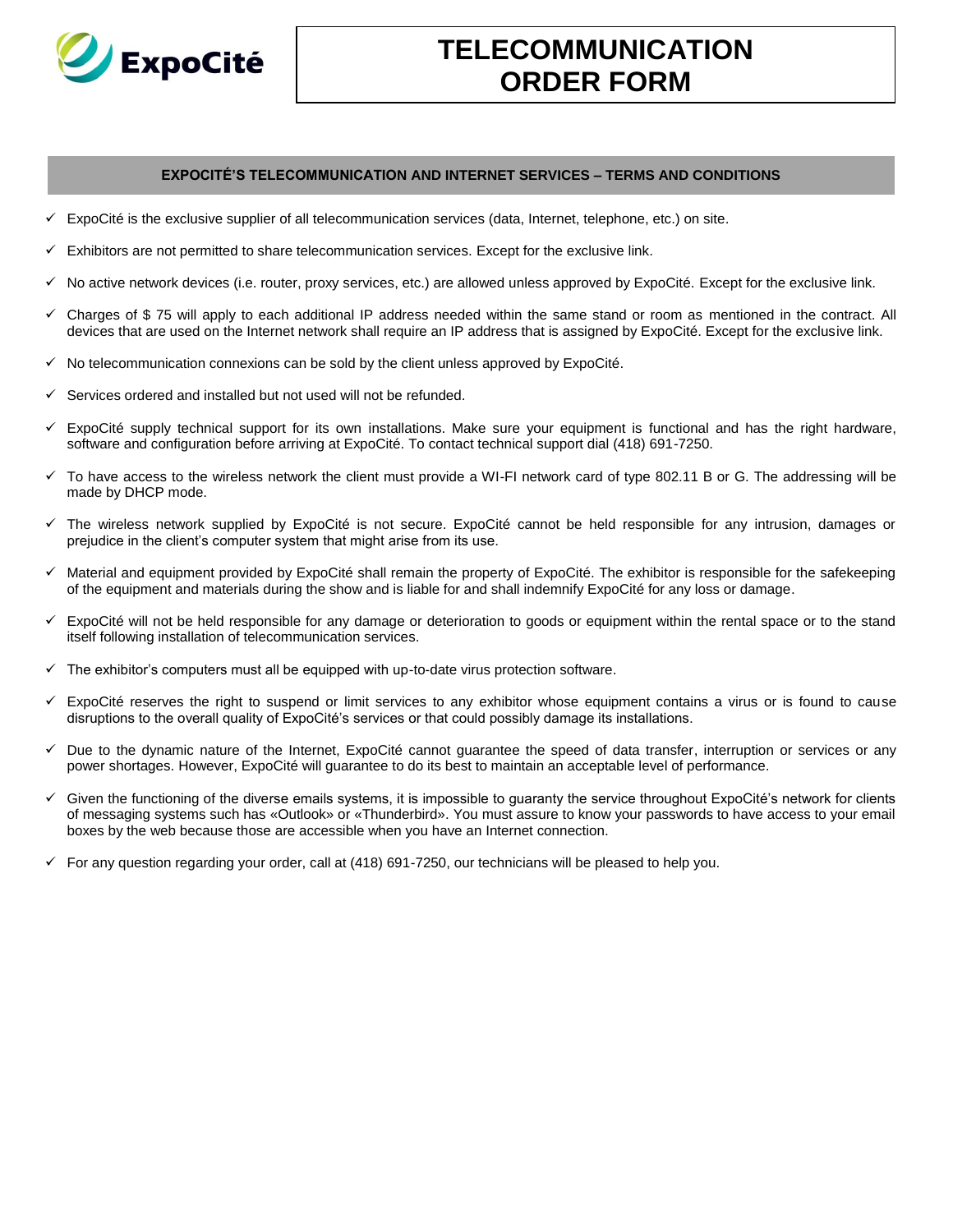# TELECOMMUNICATION ORDER FORM

## EXPOCITÉ'S TELECOMMUNICATION AND INTERNET SERVICES – TERMS AND CONDITIONS

- ✓ ExpoCité is the exclusive supplier of all telecommunication services (data, Internet, telephone, etc.) on site.
- ✓ Exhibitors are not permitted to share telecommunication services. Except for the exclusive link.
- ✓ No active network devices (i.e. router, proxy services, etc.) are allowed unless approved by ExpoCité. Except for the exclusive link.
- ✓ Charges of $ 75 will apply to each additional IP address needed within the same stand or room as mentioned in the contract. All devices that are used on the Internet network shall require an IP address that is assigned by ExpoCité. Except for the exclusive link.
- ✓ No telecommunication connexions can be sold by the client unless approved by ExpoCité.
- ✓ Services ordered and installed but not used will not be refunded.
- ✓ ExpoCité supply technical support for its own installations. Make sure your equipment is functional and has the right hardware, software and configuration before arriving at ExpoCité. To contact technical support dial (418) 691-7250.
- ✓ To have access to the wireless network the client must provide a WI-FI network card of type 802.11 B or G. The addressing will be made by DHCP mode.
- ✓ The wireless network supplied by ExpoCité is not secure. ExpoCité cannot be held responsible for any intrusion, damages or prejudice in the client's computer system that might arise from its use.
- ✓ Material and equipment provided by ExpoCité shall remain the property of ExpoCité. The exhibitor is responsible for the safekeeping of the equipment and materials during the show and is liable for and shall indemnify ExpoCité for any loss or damage.
- ✓ ExpoCité will not be held responsible for any damage or deterioration to goods or equipment within the rental space or to the stand itself following installation of telecommunication services.
- ✓ The exhibitor's computers must all be equipped with up-to-date virus protection software.
- ✓ ExpoCité reserves the right to suspend or limit services to any exhibitor whose equipment contains a virus or is found to cause disruptions to the overall quality of ExpoCité's services or that could possibly damage its installations.
- ✓ Due to the dynamic nature of the Internet, ExpoCité cannot guarantee the speed of data transfer, interruption or services or any power shortages. However, ExpoCité will guarantee to do its best to maintain an acceptable level of performance.
- ✓ Given the functioning of the diverse emails systems, it is impossible to guaranty the service throughout ExpoCité's network for clients of messaging systems such has «Outlook» or «Thunderbird». You must assure to know your passwords to have access to your email boxes by the web because those are accessible when you have an Internet connection.
- ✓ For any question regarding your order, call at (418) 691-7250, our technicians will be pleased to help you.